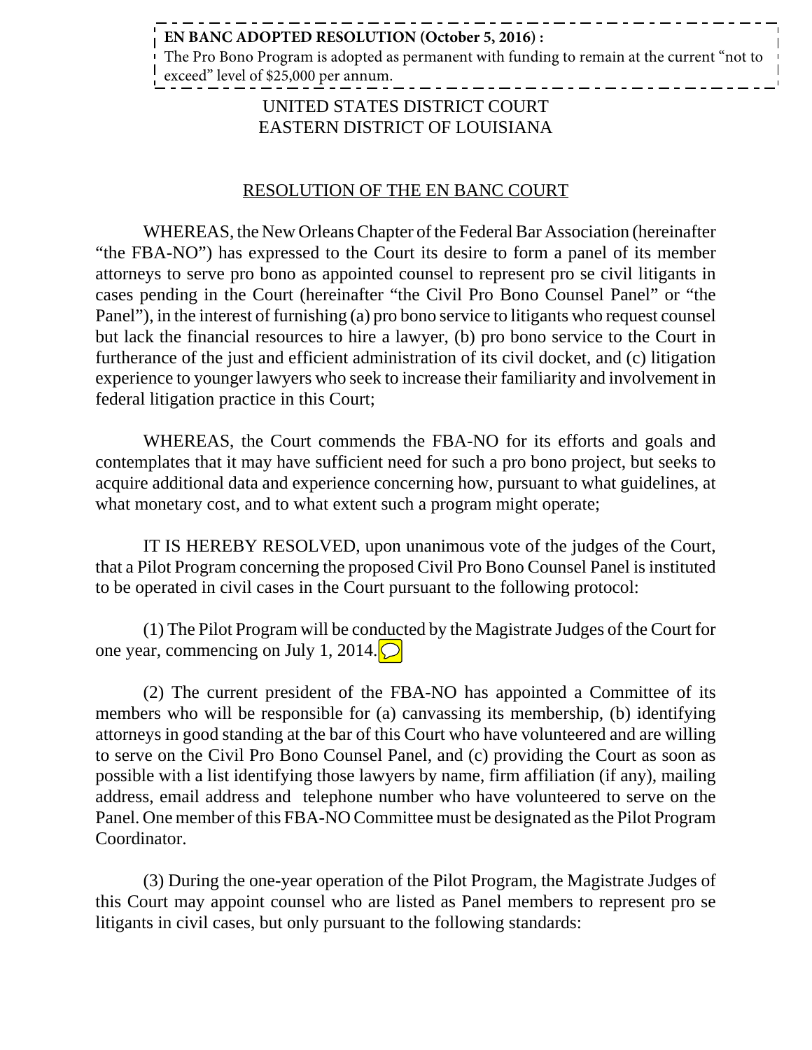**EN BANC ADOPTED RESOLUTION (October 5, 2016) :**
The Pro Bono Program is adopted as permanent with funding to remain at the current "not to exceed" level of $25,000 per annum.

UNITED STATES DISTRICT COURT
EASTERN DISTRICT OF LOUISIANA

RESOLUTION OF THE EN BANC COURT

WHEREAS, the New Orleans Chapter of the Federal Bar Association (hereinafter "the FBA-NO") has expressed to the Court its desire to form a panel of its member attorneys to serve pro bono as appointed counsel to represent pro se civil litigants in cases pending in the Court (hereinafter "the Civil Pro Bono Counsel Panel" or "the Panel"), in the interest of furnishing (a) pro bono service to litigants who request counsel but lack the financial resources to hire a lawyer, (b) pro bono service to the Court in furtherance of the just and efficient administration of its civil docket, and (c) litigation experience to younger lawyers who seek to increase their familiarity and involvement in federal litigation practice in this Court;

WHEREAS, the Court commends the FBA-NO for its efforts and goals and contemplates that it may have sufficient need for such a pro bono project, but seeks to acquire additional data and experience concerning how, pursuant to what guidelines, at what monetary cost, and to what extent such a program might operate;

IT IS HEREBY RESOLVED, upon unanimous vote of the judges of the Court, that a Pilot Program concerning the proposed Civil Pro Bono Counsel Panel is instituted to be operated in civil cases in the Court pursuant to the following protocol:

(1) The Pilot Program will be conducted by the Magistrate Judges of the Court for one year, commencing on July 1, 2014.

(2) The current president of the FBA-NO has appointed a Committee of its members who will be responsible for (a) canvassing its membership, (b) identifying attorneys in good standing at the bar of this Court who have volunteered and are willing to serve on the Civil Pro Bono Counsel Panel, and (c) providing the Court as soon as possible with a list identifying those lawyers by name, firm affiliation (if any), mailing address, email address and telephone number who have volunteered to serve on the Panel. One member of this FBA-NO Committee must be designated as the Pilot Program Coordinator.

(3) During the one-year operation of the Pilot Program, the Magistrate Judges of this Court may appoint counsel who are listed as Panel members to represent pro se litigants in civil cases, but only pursuant to the following standards: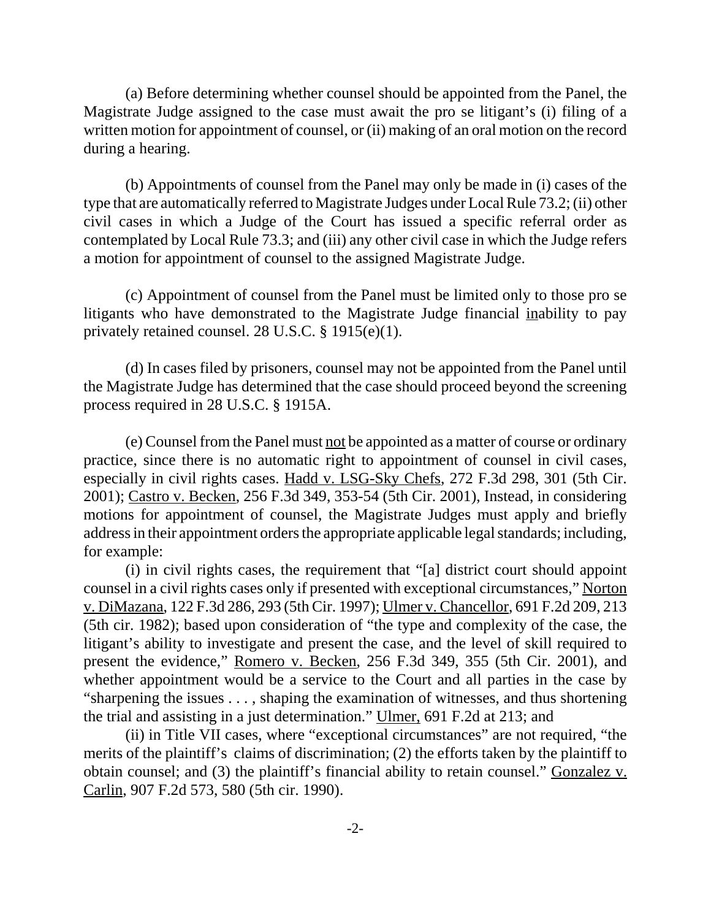(a) Before determining whether counsel should be appointed from the Panel, the Magistrate Judge assigned to the case must await the pro se litigant's (i) filing of a written motion for appointment of counsel, or (ii) making of an oral motion on the record during a hearing.

(b) Appointments of counsel from the Panel may only be made in (i) cases of the type that are automatically referred to Magistrate Judges under Local Rule 73.2; (ii) other civil cases in which a Judge of the Court has issued a specific referral order as contemplated by Local Rule 73.3; and (iii) any other civil case in which the Judge refers a motion for appointment of counsel to the assigned Magistrate Judge.

(c) Appointment of counsel from the Panel must be limited only to those pro se litigants who have demonstrated to the Magistrate Judge financial <u>in</u>ability to pay privately retained counsel. 28 U.S.C. § 1915(e)(1).

(d) In cases filed by prisoners, counsel may not be appointed from the Panel until the Magistrate Judge has determined that the case should proceed beyond the screening process required in 28 U.S.C. § 1915A.

(e) Counsel from the Panel must <u>not</u> be appointed as a matter of course or ordinary practice, since there is no automatic right to appointment of counsel in civil cases, especially in civil rights cases. <u>Hadd v. LSG-Sky Chefs</u>, 272 F.3d 298, 301 (5th Cir. 2001); <u>Castro v. Becken</u>, 256 F.3d 349, 353-54 (5th Cir. 2001), Instead, in considering motions for appointment of counsel, the Magistrate Judges must apply and briefly address in their appointment orders the appropriate applicable legal standards; including, for example:

(i) in civil rights cases, the requirement that "[a] district court should appoint counsel in a civil rights cases only if presented with exceptional circumstances," <u>Norton v. DiMazana</u>, 122 F.3d 286, 293 (5th Cir. 1997); <u>Ulmer v. Chancellor</u>, 691 F.2d 209, 213 (5th cir. 1982); based upon consideration of "the type and complexity of the case, the litigant's ability to investigate and present the case, and the level of skill required to present the evidence," <u>Romero v. Becken</u>, 256 F.3d 349, 355 (5th Cir. 2001), and whether appointment would be a service to the Court and all parties in the case by "sharpening the issues . . . , shaping the examination of witnesses, and thus shortening the trial and assisting in a just determination." <u>Ulmer,</u> 691 F.2d at 213; and

(ii) in Title VII cases, where "exceptional circumstances" are not required, "the merits of the plaintiff's claims of discrimination; (2) the efforts taken by the plaintiff to obtain counsel; and (3) the plaintiff's financial ability to retain counsel." <u>Gonzalez v. Carlin</u>, 907 F.2d 573, 580 (5th cir. 1990).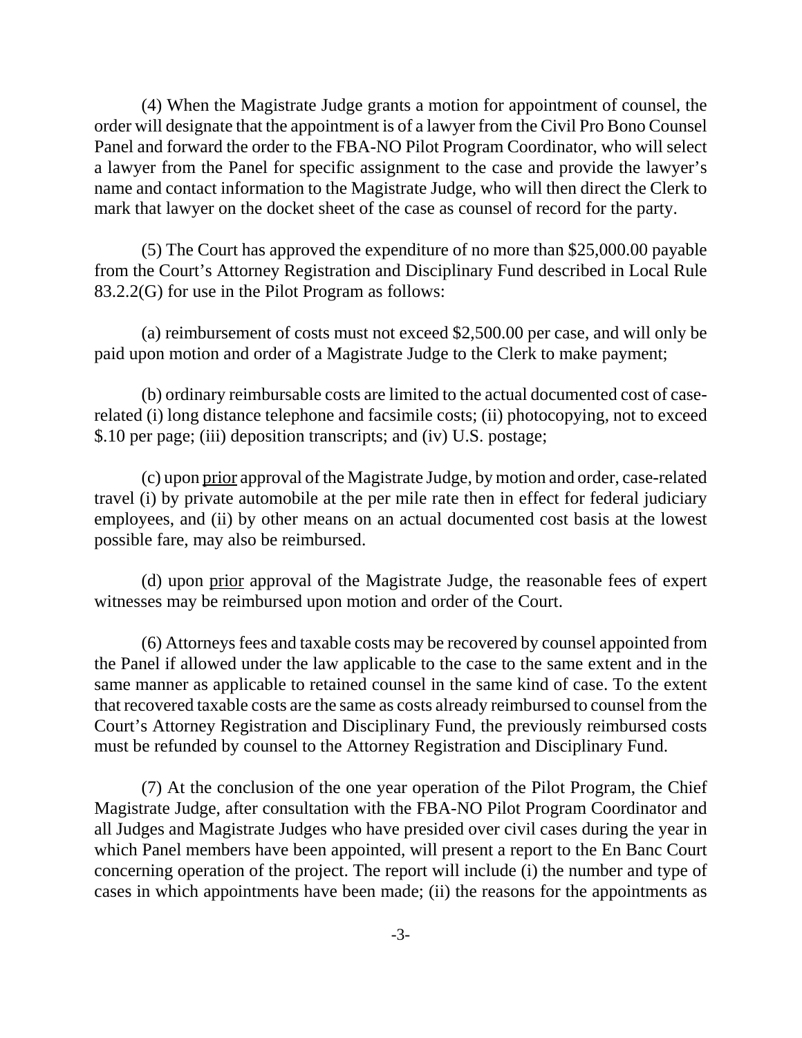(4) When the Magistrate Judge grants a motion for appointment of counsel, the order will designate that the appointment is of a lawyer from the Civil Pro Bono Counsel Panel and forward the order to the FBA-NO Pilot Program Coordinator, who will select a lawyer from the Panel for specific assignment to the case and provide the lawyer's name and contact information to the Magistrate Judge, who will then direct the Clerk to mark that lawyer on the docket sheet of the case as counsel of record for the party.

(5) The Court has approved the expenditure of no more than $25,000.00 payable from the Court's Attorney Registration and Disciplinary Fund described in Local Rule 83.2.2(G) for use in the Pilot Program as follows:

(a) reimbursement of costs must not exceed $2,500.00 per case, and will only be paid upon motion and order of a Magistrate Judge to the Clerk to make payment;

(b) ordinary reimbursable costs are limited to the actual documented cost of case-related (i) long distance telephone and facsimile costs; (ii) photocopying, not to exceed $.10 per page; (iii) deposition transcripts; and (iv) U.S. postage;

(c) upon prior approval of the Magistrate Judge, by motion and order, case-related travel (i) by private automobile at the per mile rate then in effect for federal judiciary employees, and (ii) by other means on an actual documented cost basis at the lowest possible fare, may also be reimbursed.

(d) upon prior approval of the Magistrate Judge, the reasonable fees of expert witnesses may be reimbursed upon motion and order of the Court.

(6) Attorneys fees and taxable costs may be recovered by counsel appointed from the Panel if allowed under the law applicable to the case to the same extent and in the same manner as applicable to retained counsel in the same kind of case. To the extent that recovered taxable costs are the same as costs already reimbursed to counsel from the Court's Attorney Registration and Disciplinary Fund, the previously reimbursed costs must be refunded by counsel to the Attorney Registration and Disciplinary Fund.

(7) At the conclusion of the one year operation of the Pilot Program, the Chief Magistrate Judge, after consultation with the FBA-NO Pilot Program Coordinator and all Judges and Magistrate Judges who have presided over civil cases during the year in which Panel members have been appointed, will present a report to the En Banc Court concerning operation of the project. The report will include (i) the number and type of cases in which appointments have been made; (ii) the reasons for the appointments as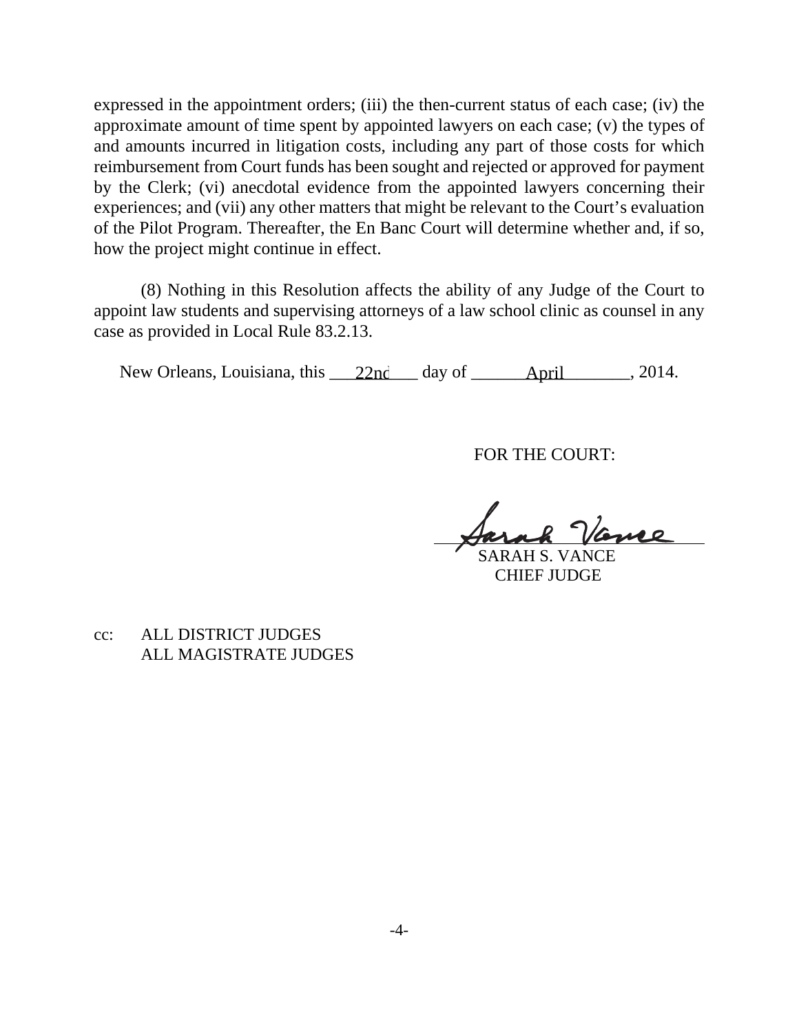expressed in the appointment orders; (iii) the then-current status of each case; (iv) the approximate amount of time spent by appointed lawyers on each case; (v) the types of and amounts incurred in litigation costs, including any part of those costs for which reimbursement from Court funds has been sought and rejected or approved for payment by the Clerk; (vi) anecdotal evidence from the appointed lawyers concerning their experiences; and (vii) any other matters that might be relevant to the Court's evaluation of the Pilot Program. Thereafter, the En Banc Court will determine whether and, if so, how the project might continue in effect.

(8) Nothing in this Resolution affects the ability of any Judge of the Court to appoint law students and supervising attorneys of a law school clinic as counsel in any case as provided in Local Rule 83.2.13.

New Orleans, Louisiana, this 22nd day of April, 2014.

FOR THE COURT:

Sarah Vance

SARAH S. VANCE
CHIEF JUDGE

cc: ALL DISTRICT JUDGES
ALL MAGISTRATE JUDGES